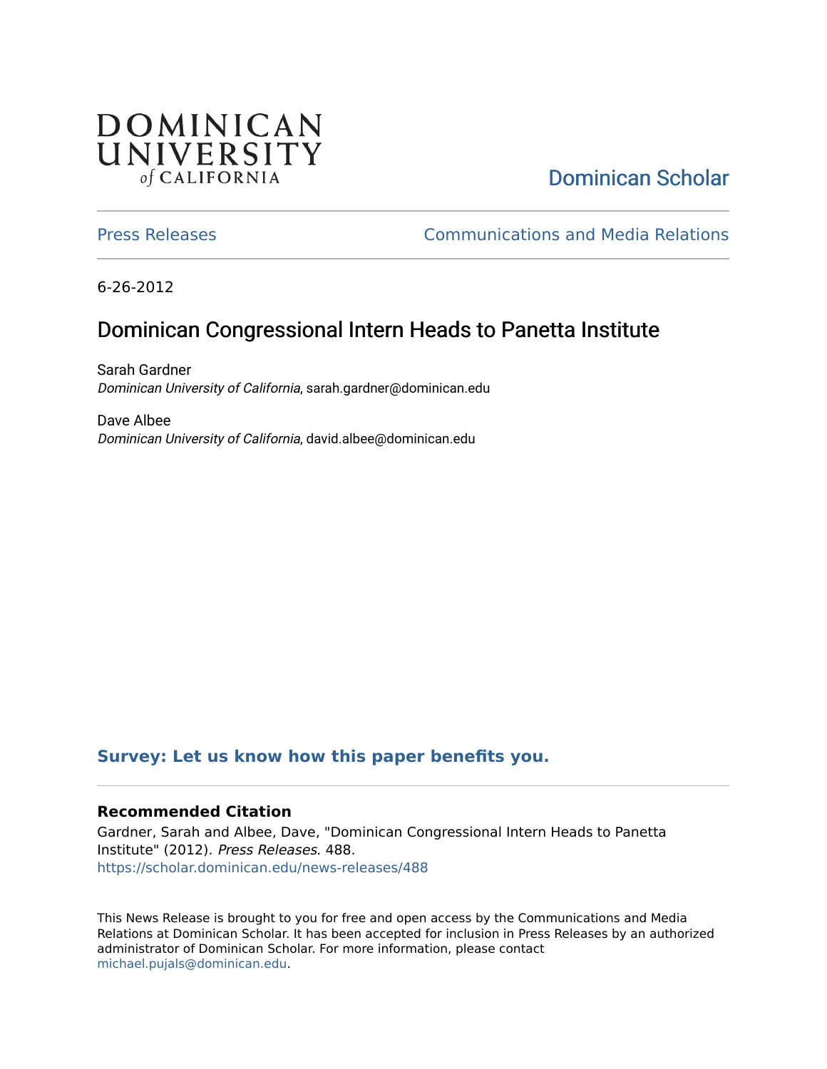DOMINICAN UNIVERSITY *of* CALIFORNIA

Dominican Scholar

Press Releases

Communications and Media Relations

6-26-2012

# Dominican Congressional Intern Heads to Panetta Institute

Sarah Gardner
*Dominican University of California*, sarah.gardner@dominican.edu

Dave Albee
*Dominican University of California*, david.albee@dominican.edu

**Survey: Let us know how this paper benefits you.**

### Recommended Citation

Gardner, Sarah and Albee, Dave, "Dominican Congressional Intern Heads to Panetta Institute" (2012). *Press Releases*. 488.
https://scholar.dominican.edu/news-releases/488

This News Release is brought to you for free and open access by the Communications and Media Relations at Dominican Scholar. It has been accepted for inclusion in Press Releases by an authorized administrator of Dominican Scholar. For more information, please contact michael.pujals@dominican.edu.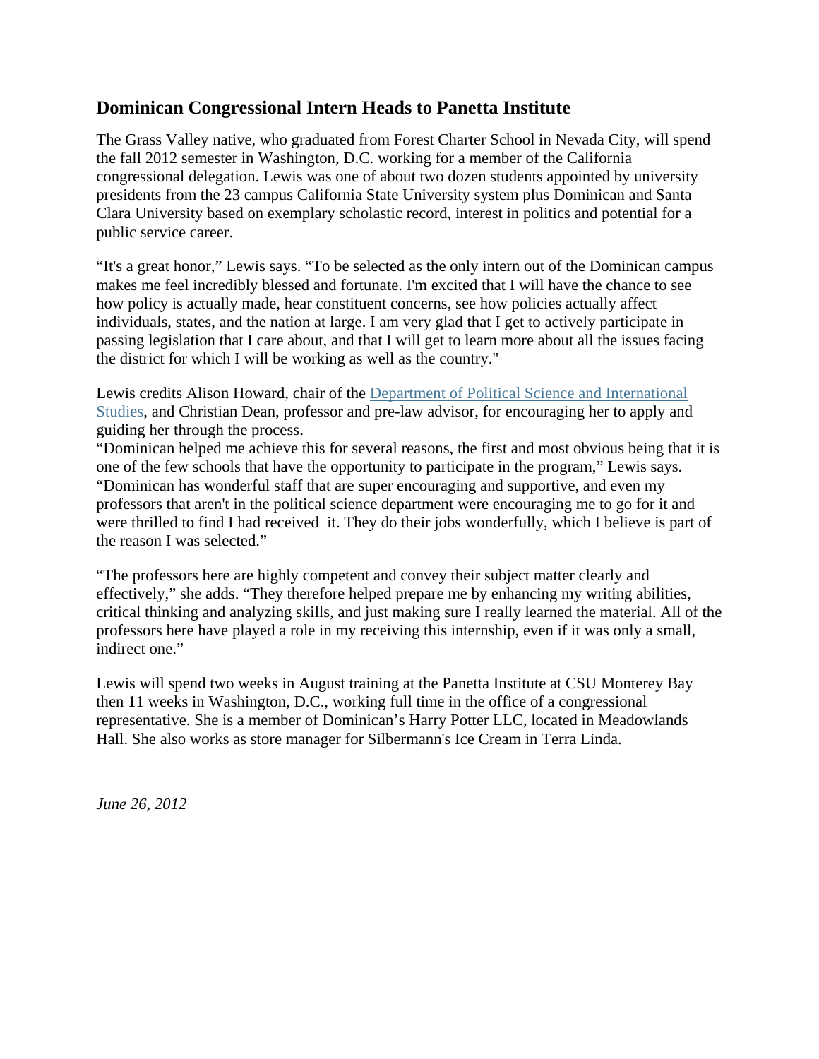## Dominican Congressional Intern Heads to Panetta Institute

The Grass Valley native, who graduated from Forest Charter School in Nevada City, will spend the fall 2012 semester in Washington, D.C. working for a member of the California congressional delegation. Lewis was one of about two dozen students appointed by university presidents from the 23 campus California State University system plus Dominican and Santa Clara University based on exemplary scholastic record, interest in politics and potential for a public service career.

“It's a great honor,” Lewis says. “To be selected as the only intern out of the Dominican campus makes me feel incredibly blessed and fortunate. I'm excited that I will have the chance to see how policy is actually made, hear constituent concerns, see how policies actually affect individuals, states, and the nation at large. I am very glad that I get to actively participate in passing legislation that I care about, and that I will get to learn more about all the issues facing the district for which I will be working as well as the country."

Lewis credits Alison Howard, chair of the Department of Political Science and International Studies, and Christian Dean, professor and pre-law advisor, for encouraging her to apply and guiding her through the process.
“Dominican helped me achieve this for several reasons, the first and most obvious being that it is one of the few schools that have the opportunity to participate in the program,” Lewis says. “Dominican has wonderful staff that are super encouraging and supportive, and even my professors that aren't in the political science department were encouraging me to go for it and were thrilled to find I had received it. They do their jobs wonderfully, which I believe is part of the reason I was selected.”

“The professors here are highly competent and convey their subject matter clearly and effectively,” she adds. “They therefore helped prepare me by enhancing my writing abilities, critical thinking and analyzing skills, and just making sure I really learned the material. All of the professors here have played a role in my receiving this internship, even if it was only a small, indirect one.”

Lewis will spend two weeks in August training at the Panetta Institute at CSU Monterey Bay then 11 weeks in Washington, D.C., working full time in the office of a congressional representative. She is a member of Dominican’s Harry Potter LLC, located in Meadowlands Hall. She also works as store manager for Silbermann's Ice Cream in Terra Linda.

*June 26, 2012*